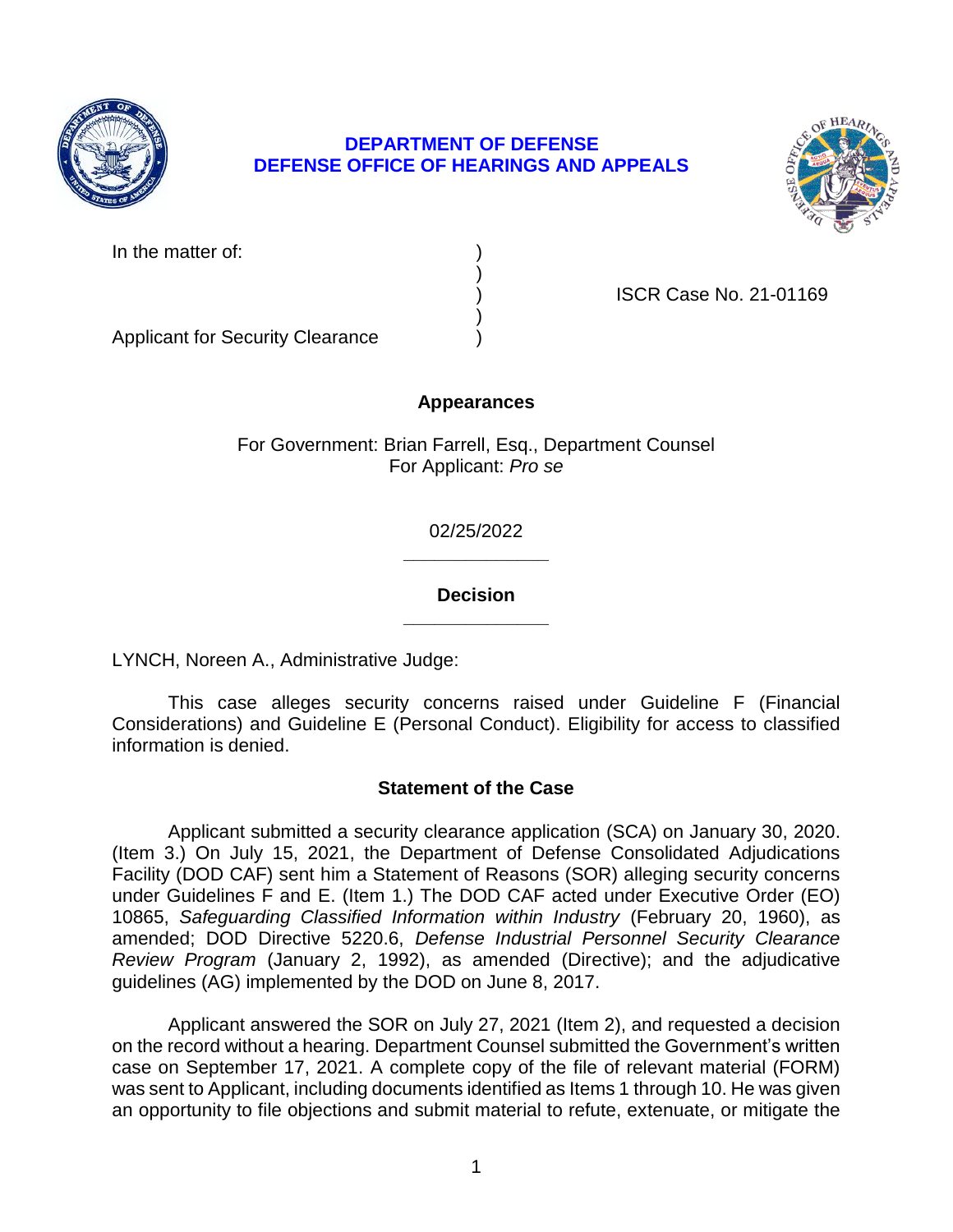**DEPARTMENT OF DEFENSE**
**DEFENSE OFFICE OF HEARINGS AND APPEALS**

| | | |
|---|---|---|
| In the matter of: | ) | |
| | ) | |
| | ) | ISCR Case No. 21-01169 |
| | ) | |
| Applicant for Security Clearance | ) | |

## Appearances

For Government: Brian Farrell, Esq., Department Counsel
For Applicant: *Pro se*

02/25/2022

______________

## Decision

______________

LYNCH, Noreen A., Administrative Judge:

This case alleges security concerns raised under Guideline F (Financial Considerations) and Guideline E (Personal Conduct). Eligibility for access to classified information is denied.

## Statement of the Case

Applicant submitted a security clearance application (SCA) on January 30, 2020. (Item 3.) On July 15, 2021, the Department of Defense Consolidated Adjudications Facility (DOD CAF) sent him a Statement of Reasons (SOR) alleging security concerns under Guidelines F and E. (Item 1.) The DOD CAF acted under Executive Order (EO) 10865, *Safeguarding Classified Information within Industry* (February 20, 1960), as amended; DOD Directive 5220.6, *Defense Industrial Personnel Security Clearance Review Program* (January 2, 1992), as amended (Directive); and the adjudicative guidelines (AG) implemented by the DOD on June 8, 2017.

Applicant answered the SOR on July 27, 2021 (Item 2), and requested a decision on the record without a hearing. Department Counsel submitted the Government's written case on September 17, 2021. A complete copy of the file of relevant material (FORM) was sent to Applicant, including documents identified as Items 1 through 10. He was given an opportunity to file objections and submit material to refute, extenuate, or mitigate the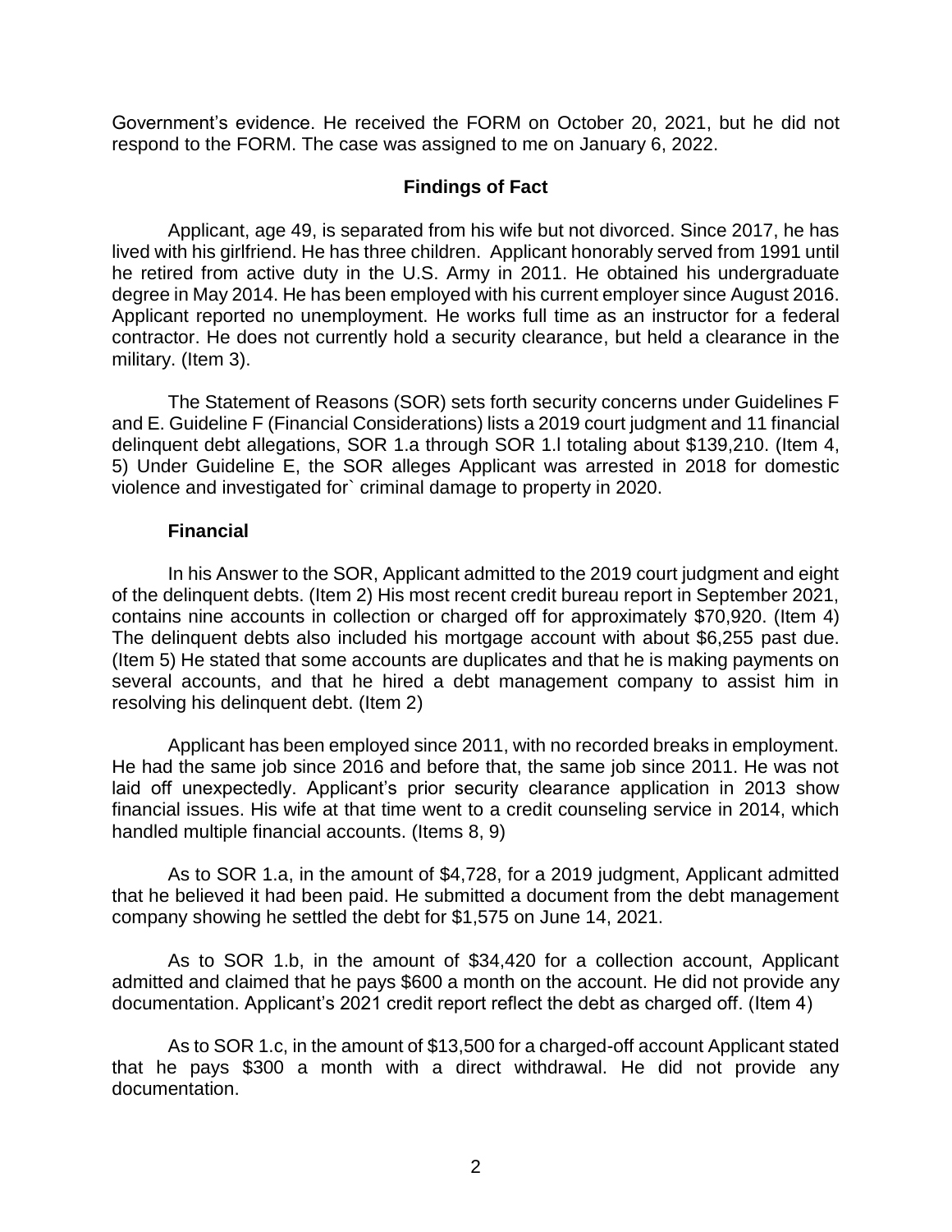Government's evidence. He received the FORM on October 20, 2021, but he did not respond to the FORM. The case was assigned to me on January 6, 2022.

## Findings of Fact

Applicant, age 49, is separated from his wife but not divorced. Since 2017, he has lived with his girlfriend. He has three children. Applicant honorably served from 1991 until he retired from active duty in the U.S. Army in 2011. He obtained his undergraduate degree in May 2014. He has been employed with his current employer since August 2016. Applicant reported no unemployment. He works full time as an instructor for a federal contractor. He does not currently hold a security clearance, but held a clearance in the military. (Item 3).

The Statement of Reasons (SOR) sets forth security concerns under Guidelines F and E. Guideline F (Financial Considerations) lists a 2019 court judgment and 11 financial delinquent debt allegations, SOR 1.a through SOR 1.l totaling about $139,210. (Item 4, 5) Under Guideline E, the SOR alleges Applicant was arrested in 2018 for domestic violence and investigated for` criminal damage to property in 2020.

### Financial

In his Answer to the SOR, Applicant admitted to the 2019 court judgment and eight of the delinquent debts. (Item 2) His most recent credit bureau report in September 2021, contains nine accounts in collection or charged off for approximately $70,920. (Item 4) The delinquent debts also included his mortgage account with about $6,255 past due. (Item 5) He stated that some accounts are duplicates and that he is making payments on several accounts, and that he hired a debt management company to assist him in resolving his delinquent debt. (Item 2)

Applicant has been employed since 2011, with no recorded breaks in employment. He had the same job since 2016 and before that, the same job since 2011. He was not laid off unexpectedly. Applicant's prior security clearance application in 2013 show financial issues. His wife at that time went to a credit counseling service in 2014, which handled multiple financial accounts. (Items 8, 9)

As to SOR 1.a, in the amount of $4,728, for a 2019 judgment, Applicant admitted that he believed it had been paid. He submitted a document from the debt management company showing he settled the debt for $1,575 on June 14, 2021.

As to SOR 1.b, in the amount of $34,420 for a collection account, Applicant admitted and claimed that he pays $600 a month on the account. He did not provide any documentation. Applicant's 2021 credit report reflect the debt as charged off. (Item 4)

As to SOR 1.c, in the amount of $13,500 for a charged-off account Applicant stated that he pays $300 a month with a direct withdrawal. He did not provide any documentation.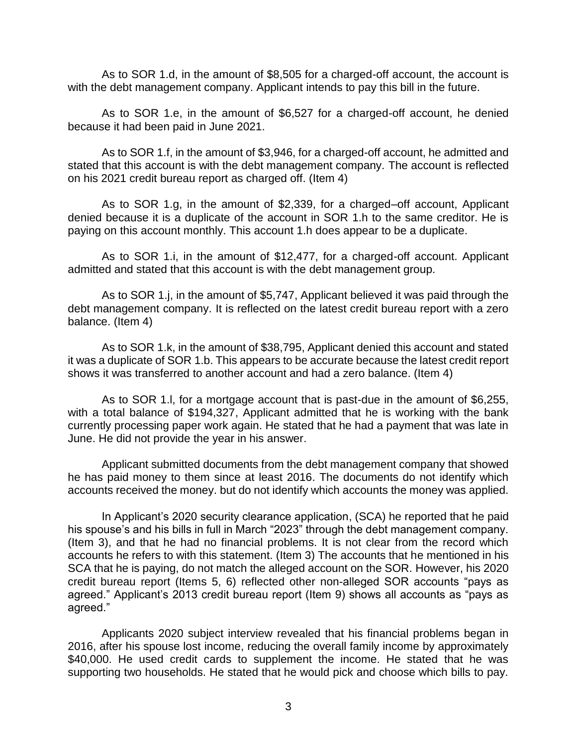As to SOR 1.d, in the amount of $8,505 for a charged-off account, the account is with the debt management company. Applicant intends to pay this bill in the future.

As to SOR 1.e, in the amount of $6,527 for a charged-off account, he denied because it had been paid in June 2021.

As to SOR 1.f, in the amount of $3,946, for a charged-off account, he admitted and stated that this account is with the debt management company. The account is reflected on his 2021 credit bureau report as charged off. (Item 4)

As to SOR 1.g, in the amount of $2,339, for a charged–off account, Applicant denied because it is a duplicate of the account in SOR 1.h to the same creditor. He is paying on this account monthly. This account 1.h does appear to be a duplicate.

As to SOR 1.i, in the amount of $12,477, for a charged-off account. Applicant admitted and stated that this account is with the debt management group.

As to SOR 1.j, in the amount of $5,747, Applicant believed it was paid through the debt management company. It is reflected on the latest credit bureau report with a zero balance. (Item 4)

As to SOR 1.k, in the amount of $38,795, Applicant denied this account and stated it was a duplicate of SOR 1.b. This appears to be accurate because the latest credit report shows it was transferred to another account and had a zero balance. (Item 4)

As to SOR 1.l, for a mortgage account that is past-due in the amount of $6,255, with a total balance of $194,327, Applicant admitted that he is working with the bank currently processing paper work again. He stated that he had a payment that was late in June. He did not provide the year in his answer.

Applicant submitted documents from the debt management company that showed he has paid money to them since at least 2016. The documents do not identify which accounts received the money. but do not identify which accounts the money was applied.

In Applicant's 2020 security clearance application, (SCA) he reported that he paid his spouse's and his bills in full in March "2023" through the debt management company. (Item 3), and that he had no financial problems. It is not clear from the record which accounts he refers to with this statement. (Item 3) The accounts that he mentioned in his SCA that he is paying, do not match the alleged account on the SOR. However, his 2020 credit bureau report (Items 5, 6) reflected other non-alleged SOR accounts "pays as agreed." Applicant's 2013 credit bureau report (Item 9) shows all accounts as "pays as agreed."

Applicants 2020 subject interview revealed that his financial problems began in 2016, after his spouse lost income, reducing the overall family income by approximately $40,000. He used credit cards to supplement the income. He stated that he was supporting two households. He stated that he would pick and choose which bills to pay.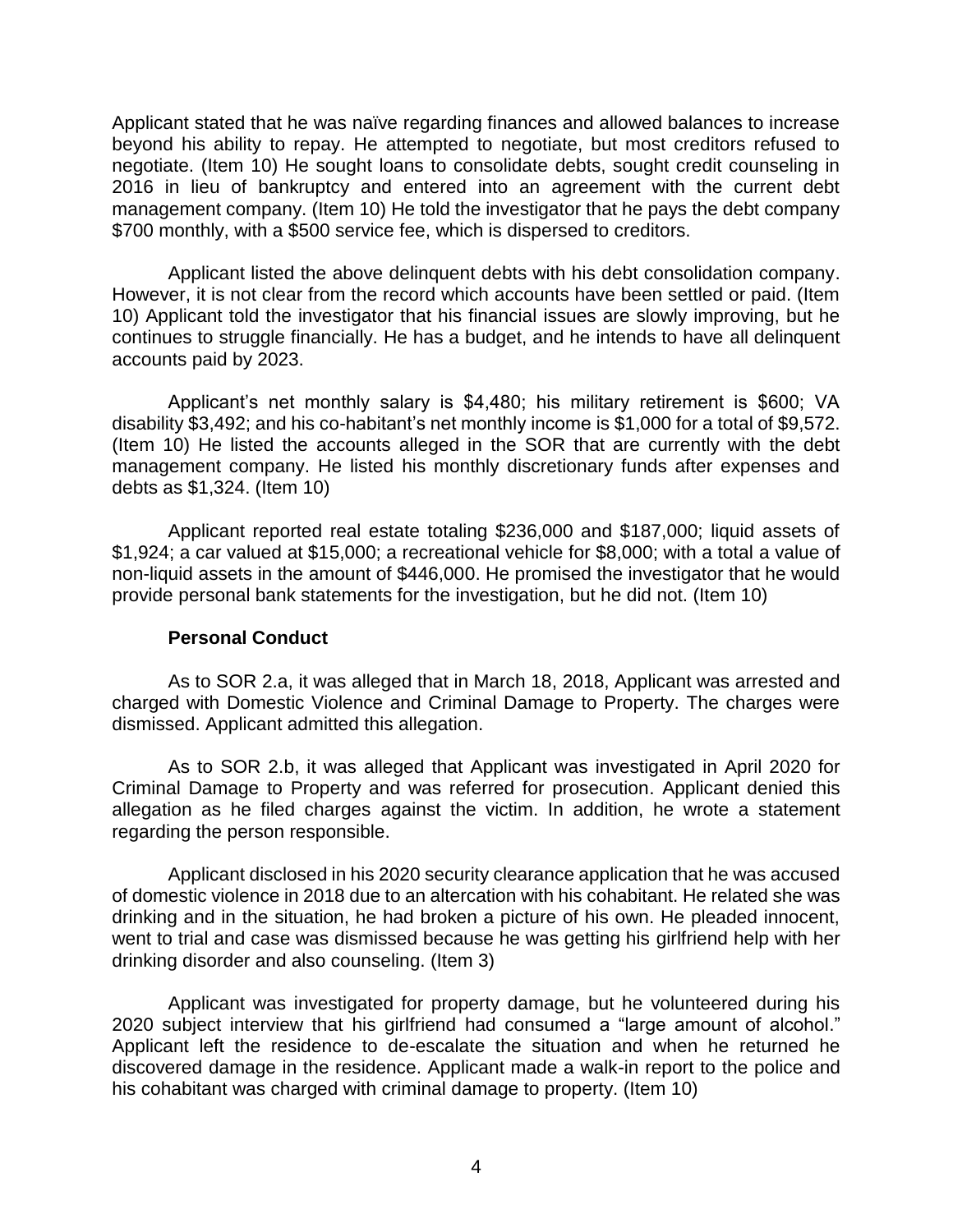Applicant stated that he was naïve regarding finances and allowed balances to increase beyond his ability to repay. He attempted to negotiate, but most creditors refused to negotiate. (Item 10) He sought loans to consolidate debts, sought credit counseling in 2016 in lieu of bankruptcy and entered into an agreement with the current debt management company. (Item 10) He told the investigator that he pays the debt company $700 monthly, with a $500 service fee, which is dispersed to creditors.

Applicant listed the above delinquent debts with his debt consolidation company. However, it is not clear from the record which accounts have been settled or paid. (Item 10) Applicant told the investigator that his financial issues are slowly improving, but he continues to struggle financially. He has a budget, and he intends to have all delinquent accounts paid by 2023.

Applicant's net monthly salary is $4,480; his military retirement is $600; VA disability $3,492; and his co-habitant's net monthly income is $1,000 for a total of $9,572. (Item 10) He listed the accounts alleged in the SOR that are currently with the debt management company. He listed his monthly discretionary funds after expenses and debts as $1,324. (Item 10)

Applicant reported real estate totaling $236,000 and $187,000; liquid assets of $1,924; a car valued at $15,000; a recreational vehicle for $8,000; with a total a value of non-liquid assets in the amount of $446,000. He promised the investigator that he would provide personal bank statements for the investigation, but he did not. (Item 10)

**Personal Conduct**

As to SOR 2.a, it was alleged that in March 18, 2018, Applicant was arrested and charged with Domestic Violence and Criminal Damage to Property. The charges were dismissed. Applicant admitted this allegation.

As to SOR 2.b, it was alleged that Applicant was investigated in April 2020 for Criminal Damage to Property and was referred for prosecution. Applicant denied this allegation as he filed charges against the victim. In addition, he wrote a statement regarding the person responsible.

Applicant disclosed in his 2020 security clearance application that he was accused of domestic violence in 2018 due to an altercation with his cohabitant. He related she was drinking and in the situation, he had broken a picture of his own. He pleaded innocent, went to trial and case was dismissed because he was getting his girlfriend help with her drinking disorder and also counseling. (Item 3)

Applicant was investigated for property damage, but he volunteered during his 2020 subject interview that his girlfriend had consumed a "large amount of alcohol." Applicant left the residence to de-escalate the situation and when he returned he discovered damage in the residence. Applicant made a walk-in report to the police and his cohabitant was charged with criminal damage to property. (Item 10)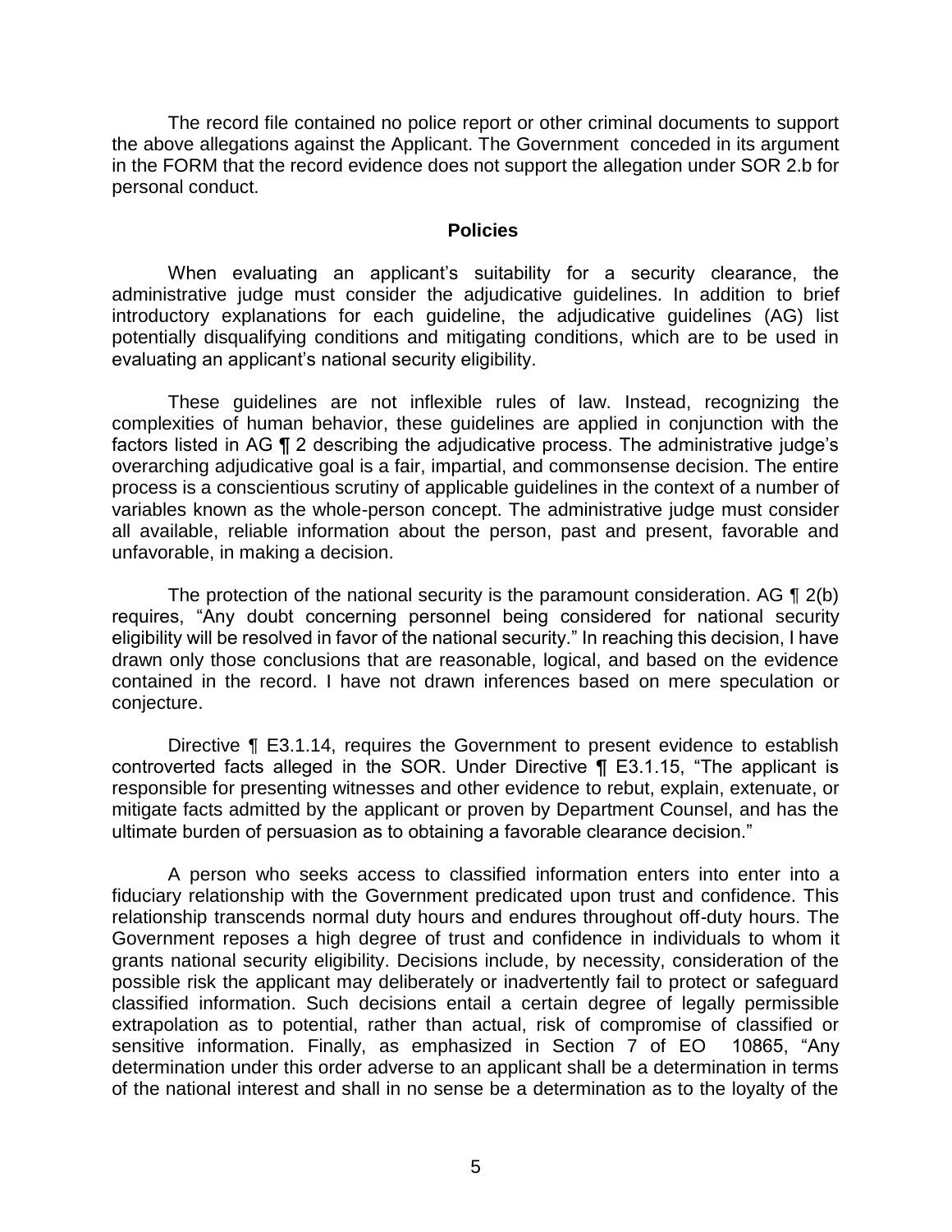The record file contained no police report or other criminal documents to support the above allegations against the Applicant. The Government conceded in its argument in the FORM that the record evidence does not support the allegation under SOR 2.b for personal conduct.

## Policies

When evaluating an applicant's suitability for a security clearance, the administrative judge must consider the adjudicative guidelines. In addition to brief introductory explanations for each guideline, the adjudicative guidelines (AG) list potentially disqualifying conditions and mitigating conditions, which are to be used in evaluating an applicant's national security eligibility.

These guidelines are not inflexible rules of law. Instead, recognizing the complexities of human behavior, these guidelines are applied in conjunction with the factors listed in AG ¶ 2 describing the adjudicative process. The administrative judge's overarching adjudicative goal is a fair, impartial, and commonsense decision. The entire process is a conscientious scrutiny of applicable guidelines in the context of a number of variables known as the whole-person concept. The administrative judge must consider all available, reliable information about the person, past and present, favorable and unfavorable, in making a decision.

The protection of the national security is the paramount consideration. AG ¶ 2(b) requires, "Any doubt concerning personnel being considered for national security eligibility will be resolved in favor of the national security." In reaching this decision, I have drawn only those conclusions that are reasonable, logical, and based on the evidence contained in the record. I have not drawn inferences based on mere speculation or conjecture.

Directive ¶ E3.1.14, requires the Government to present evidence to establish controverted facts alleged in the SOR. Under Directive ¶ E3.1.15, "The applicant is responsible for presenting witnesses and other evidence to rebut, explain, extenuate, or mitigate facts admitted by the applicant or proven by Department Counsel, and has the ultimate burden of persuasion as to obtaining a favorable clearance decision."

A person who seeks access to classified information enters into enter into a fiduciary relationship with the Government predicated upon trust and confidence. This relationship transcends normal duty hours and endures throughout off-duty hours. The Government reposes a high degree of trust and confidence in individuals to whom it grants national security eligibility. Decisions include, by necessity, consideration of the possible risk the applicant may deliberately or inadvertently fail to protect or safeguard classified information. Such decisions entail a certain degree of legally permissible extrapolation as to potential, rather than actual, risk of compromise of classified or sensitive information. Finally, as emphasized in Section 7 of EO 10865, "Any determination under this order adverse to an applicant shall be a determination in terms of the national interest and shall in no sense be a determination as to the loyalty of the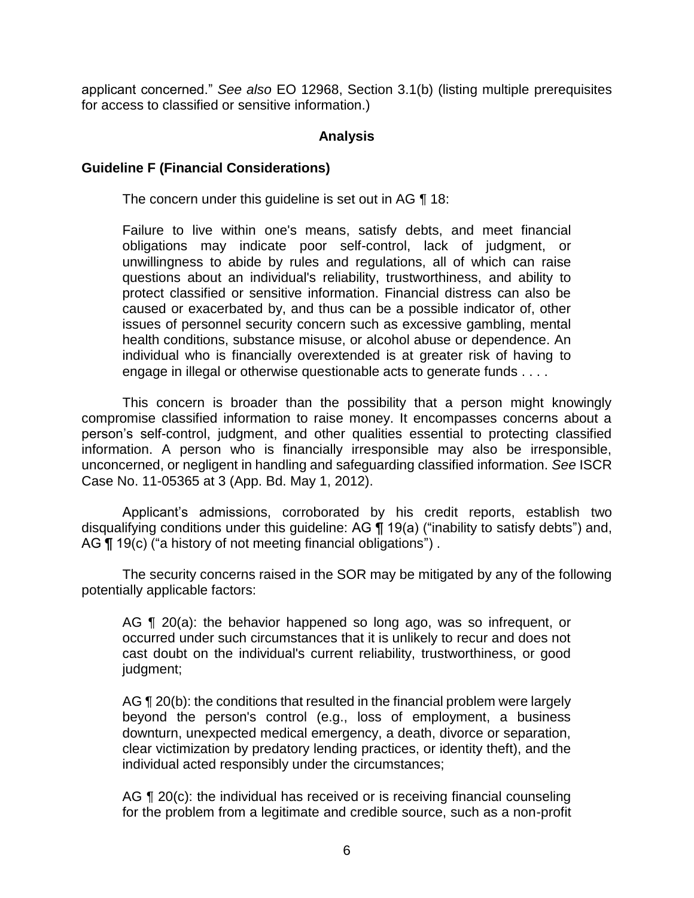applicant concerned." *See also* EO 12968, Section 3.1(b) (listing multiple prerequisites for access to classified or sensitive information.)

## Analysis

### Guideline F (Financial Considerations)

The concern under this guideline is set out in AG ¶ 18:

> Failure to live within one's means, satisfy debts, and meet financial obligations may indicate poor self-control, lack of judgment, or unwillingness to abide by rules and regulations, all of which can raise questions about an individual's reliability, trustworthiness, and ability to protect classified or sensitive information. Financial distress can also be caused or exacerbated by, and thus can be a possible indicator of, other issues of personnel security concern such as excessive gambling, mental health conditions, substance misuse, or alcohol abuse or dependence. An individual who is financially overextended is at greater risk of having to engage in illegal or otherwise questionable acts to generate funds . . . .

This concern is broader than the possibility that a person might knowingly compromise classified information to raise money. It encompasses concerns about a person's self-control, judgment, and other qualities essential to protecting classified information. A person who is financially irresponsible may also be irresponsible, unconcerned, or negligent in handling and safeguarding classified information. *See* ISCR Case No. 11-05365 at 3 (App. Bd. May 1, 2012).

Applicant's admissions, corroborated by his credit reports, establish two disqualifying conditions under this guideline: AG ¶ 19(a) ("inability to satisfy debts") and, AG ¶ 19(c) ("a history of not meeting financial obligations") .

The security concerns raised in the SOR may be mitigated by any of the following potentially applicable factors:

> AG ¶ 20(a): the behavior happened so long ago, was so infrequent, or occurred under such circumstances that it is unlikely to recur and does not cast doubt on the individual's current reliability, trustworthiness, or good judgment;
>
> AG ¶ 20(b): the conditions that resulted in the financial problem were largely beyond the person's control (e.g., loss of employment, a business downturn, unexpected medical emergency, a death, divorce or separation, clear victimization by predatory lending practices, or identity theft), and the individual acted responsibly under the circumstances;
>
> AG ¶ 20(c): the individual has received or is receiving financial counseling for the problem from a legitimate and credible source, such as a non-profit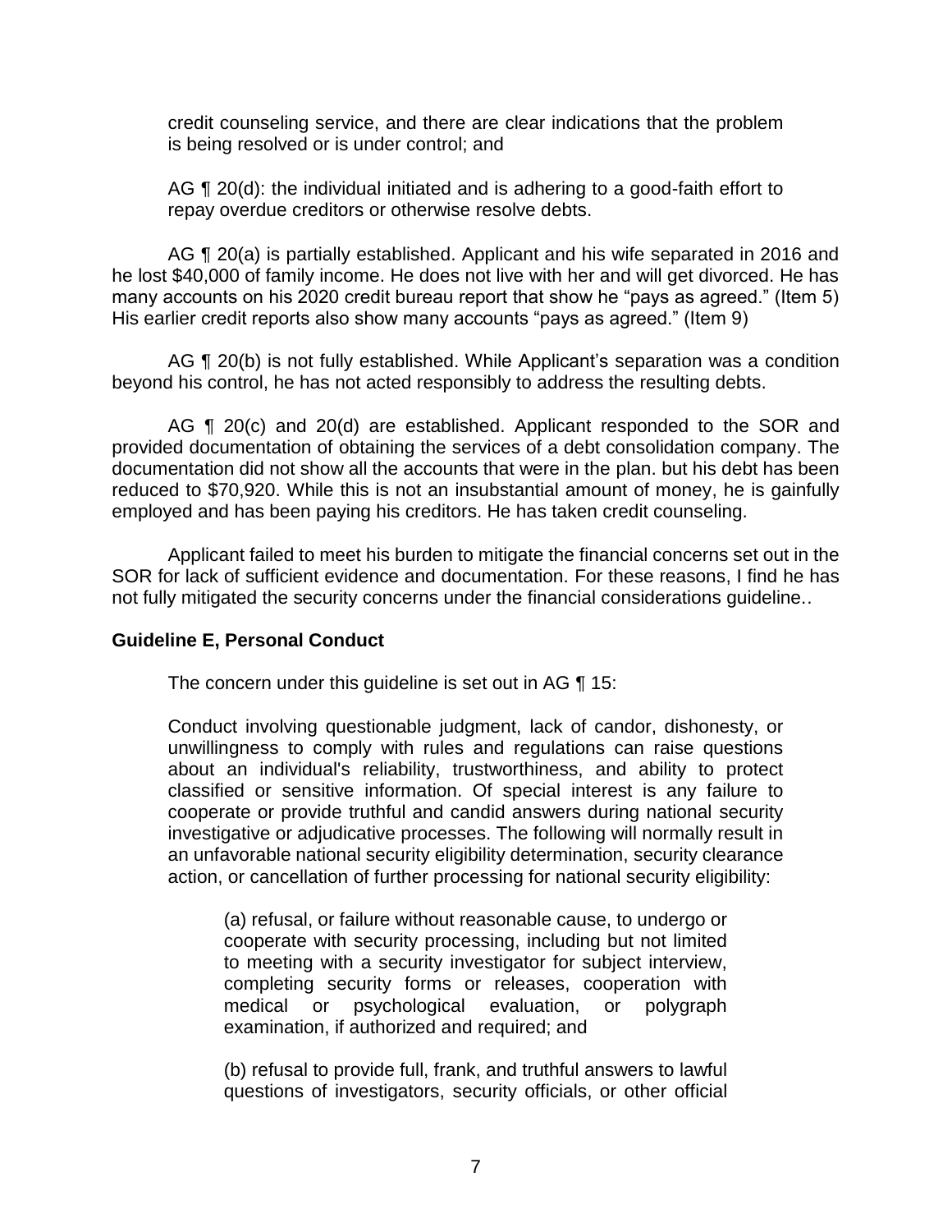credit counseling service, and there are clear indications that the problem is being resolved or is under control; and

AG ¶ 20(d): the individual initiated and is adhering to a good-faith effort to repay overdue creditors or otherwise resolve debts.

AG ¶ 20(a) is partially established. Applicant and his wife separated in 2016 and he lost $40,000 of family income. He does not live with her and will get divorced. He has many accounts on his 2020 credit bureau report that show he "pays as agreed." (Item 5) His earlier credit reports also show many accounts "pays as agreed." (Item 9)

AG ¶ 20(b) is not fully established. While Applicant's separation was a condition beyond his control, he has not acted responsibly to address the resulting debts.

AG ¶ 20(c) and 20(d) are established. Applicant responded to the SOR and provided documentation of obtaining the services of a debt consolidation company. The documentation did not show all the accounts that were in the plan. but his debt has been reduced to $70,920. While this is not an insubstantial amount of money, he is gainfully employed and has been paying his creditors. He has taken credit counseling.

Applicant failed to meet his burden to mitigate the financial concerns set out in the SOR for lack of sufficient evidence and documentation. For these reasons, I find he has not fully mitigated the security concerns under the financial considerations guideline..

**Guideline E, Personal Conduct**

The concern under this guideline is set out in AG ¶ 15:

> Conduct involving questionable judgment, lack of candor, dishonesty, or unwillingness to comply with rules and regulations can raise questions about an individual's reliability, trustworthiness, and ability to protect classified or sensitive information. Of special interest is any failure to cooperate or provide truthful and candid answers during national security investigative or adjudicative processes. The following will normally result in an unfavorable national security eligibility determination, security clearance action, or cancellation of further processing for national security eligibility:
>
> (a) refusal, or failure without reasonable cause, to undergo or cooperate with security processing, including but not limited to meeting with a security investigator for subject interview, completing security forms or releases, cooperation with medical or psychological evaluation, or polygraph examination, if authorized and required; and
>
> (b) refusal to provide full, frank, and truthful answers to lawful questions of investigators, security officials, or other official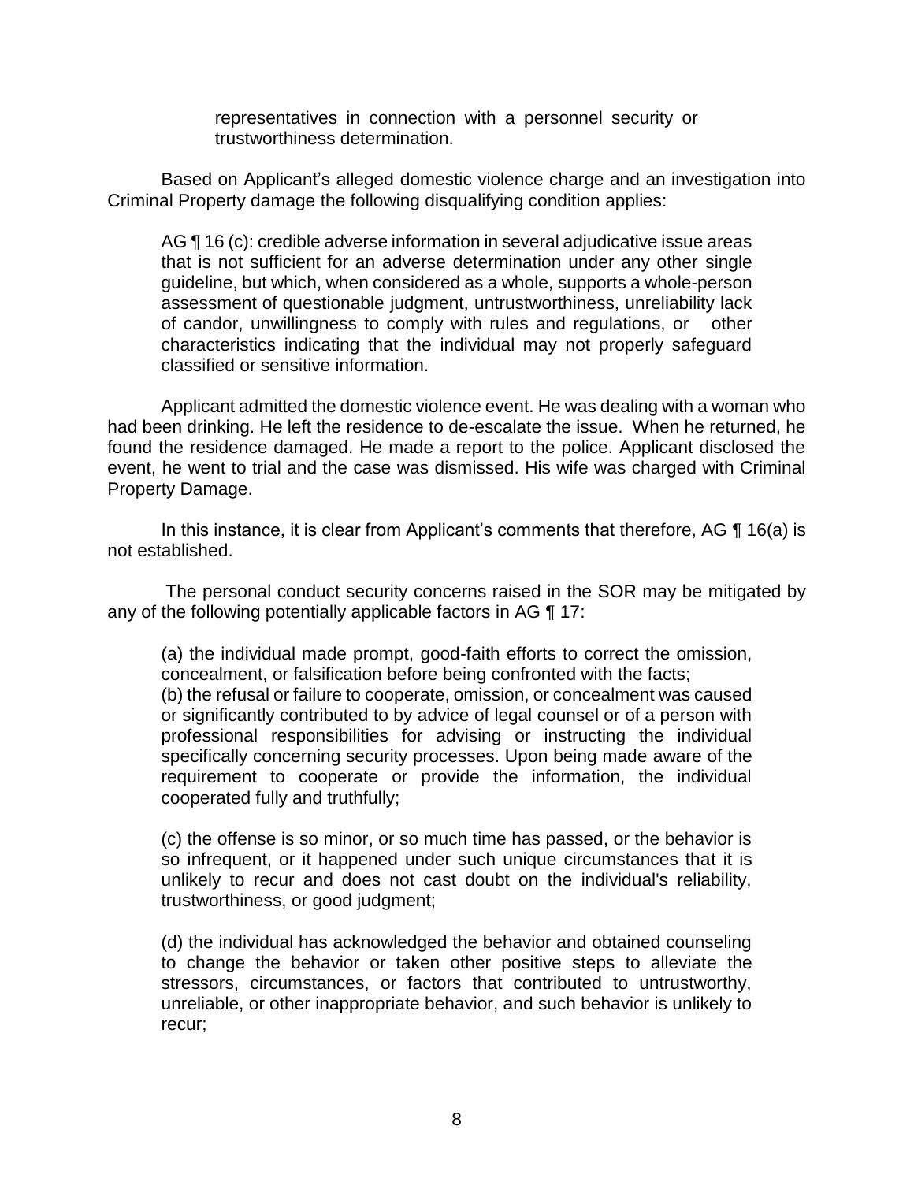representatives in connection with a personnel security or trustworthiness determination.

Based on Applicant's alleged domestic violence charge and an investigation into Criminal Property damage the following disqualifying condition applies:

> AG ¶ 16 (c): credible adverse information in several adjudicative issue areas that is not sufficient for an adverse determination under any other single guideline, but which, when considered as a whole, supports a whole-person assessment of questionable judgment, untrustworthiness, unreliability lack of candor, unwillingness to comply with rules and regulations, or other characteristics indicating that the individual may not properly safeguard classified or sensitive information.

Applicant admitted the domestic violence event. He was dealing with a woman who had been drinking. He left the residence to de-escalate the issue. When he returned, he found the residence damaged. He made a report to the police. Applicant disclosed the event, he went to trial and the case was dismissed. His wife was charged with Criminal Property Damage.

In this instance, it is clear from Applicant's comments that therefore, AG ¶ 16(a) is not established.

The personal conduct security concerns raised in the SOR may be mitigated by any of the following potentially applicable factors in AG ¶ 17:

> (a) the individual made prompt, good-faith efforts to correct the omission, concealment, or falsification before being confronted with the facts;
>
> (b) the refusal or failure to cooperate, omission, or concealment was caused or significantly contributed to by advice of legal counsel or of a person with professional responsibilities for advising or instructing the individual specifically concerning security processes. Upon being made aware of the requirement to cooperate or provide the information, the individual cooperated fully and truthfully;
>
> (c) the offense is so minor, or so much time has passed, or the behavior is so infrequent, or it happened under such unique circumstances that it is unlikely to recur and does not cast doubt on the individual's reliability, trustworthiness, or good judgment;
>
> (d) the individual has acknowledged the behavior and obtained counseling to change the behavior or taken other positive steps to alleviate the stressors, circumstances, or factors that contributed to untrustworthy, unreliable, or other inappropriate behavior, and such behavior is unlikely to recur;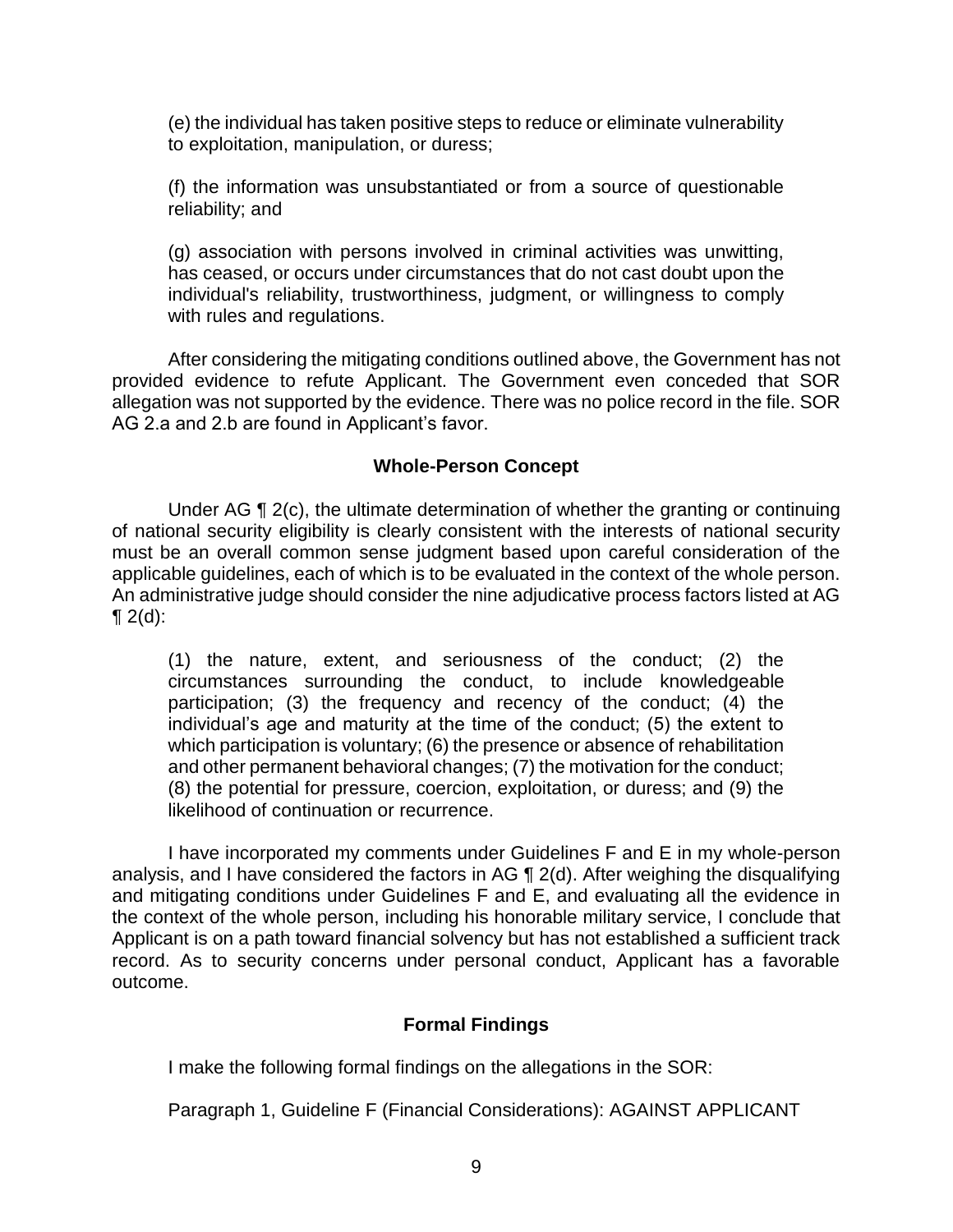(e) the individual has taken positive steps to reduce or eliminate vulnerability to exploitation, manipulation, or duress;

(f) the information was unsubstantiated or from a source of questionable reliability; and

(g) association with persons involved in criminal activities was unwitting, has ceased, or occurs under circumstances that do not cast doubt upon the individual's reliability, trustworthiness, judgment, or willingness to comply with rules and regulations.

After considering the mitigating conditions outlined above, the Government has not provided evidence to refute Applicant. The Government even conceded that SOR allegation was not supported by the evidence. There was no police record in the file. SOR AG 2.a and 2.b are found in Applicant's favor.

## Whole-Person Concept

Under AG ¶ 2(c), the ultimate determination of whether the granting or continuing of national security eligibility is clearly consistent with the interests of national security must be an overall common sense judgment based upon careful consideration of the applicable guidelines, each of which is to be evaluated in the context of the whole person. An administrative judge should consider the nine adjudicative process factors listed at AG ¶ 2(d):

> (1) the nature, extent, and seriousness of the conduct; (2) the circumstances surrounding the conduct, to include knowledgeable participation; (3) the frequency and recency of the conduct; (4) the individual's age and maturity at the time of the conduct; (5) the extent to which participation is voluntary; (6) the presence or absence of rehabilitation and other permanent behavioral changes; (7) the motivation for the conduct; (8) the potential for pressure, coercion, exploitation, or duress; and (9) the likelihood of continuation or recurrence.

I have incorporated my comments under Guidelines F and E in my whole-person analysis, and I have considered the factors in AG ¶ 2(d). After weighing the disqualifying and mitigating conditions under Guidelines F and E, and evaluating all the evidence in the context of the whole person, including his honorable military service, I conclude that Applicant is on a path toward financial solvency but has not established a sufficient track record. As to security concerns under personal conduct, Applicant has a favorable outcome.

## Formal Findings

I make the following formal findings on the allegations in the SOR:

Paragraph 1, Guideline F (Financial Considerations): AGAINST APPLICANT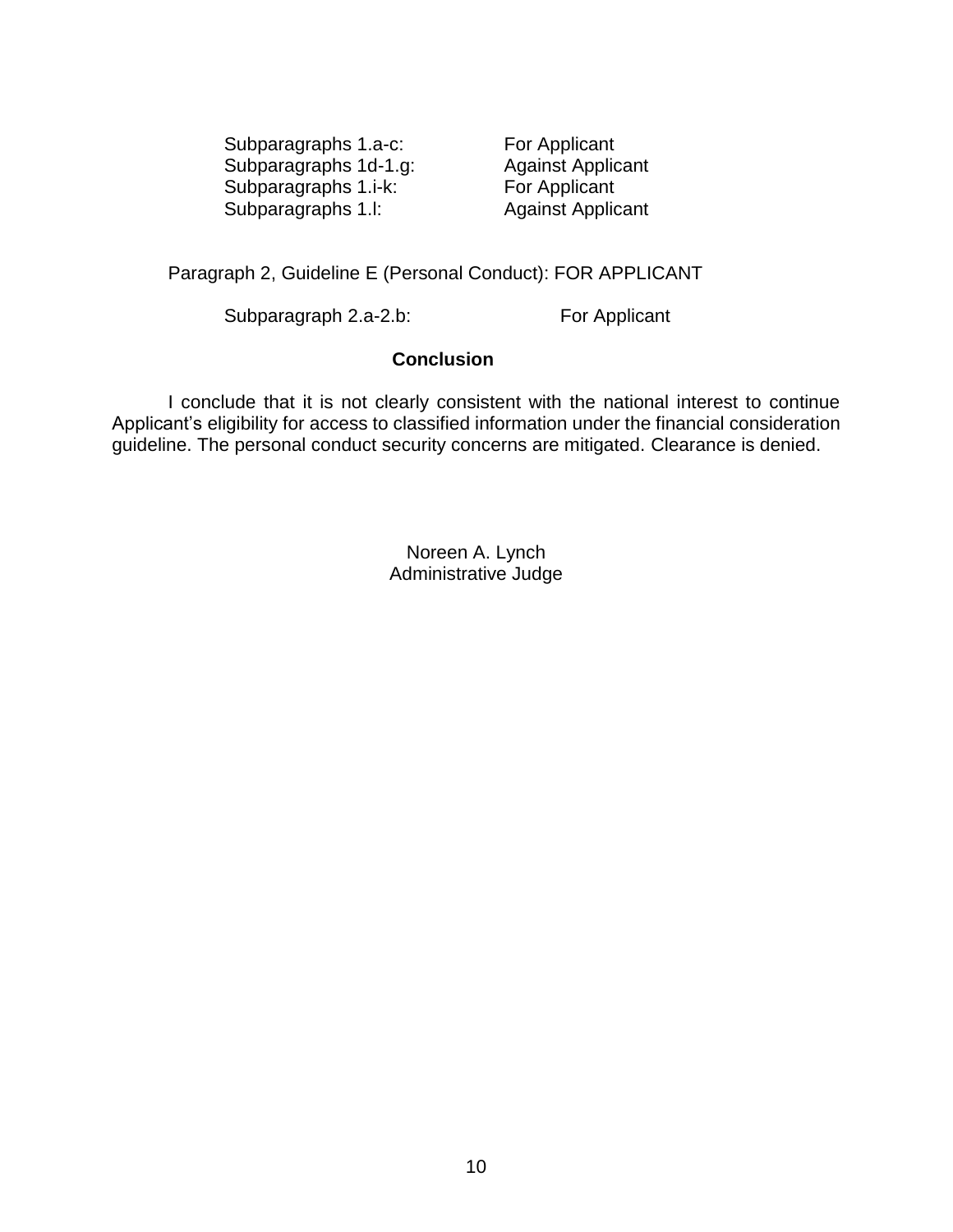Subparagraphs 1.a-c: For Applicant
Subparagraphs 1d-1.g: Against Applicant
Subparagraphs 1.i-k: For Applicant
Subparagraphs 1.l: Against Applicant

Paragraph 2, Guideline E (Personal Conduct): FOR APPLICANT

Subparagraph 2.a-2.b: For Applicant

## Conclusion

I conclude that it is not clearly consistent with the national interest to continue Applicant's eligibility for access to classified information under the financial consideration guideline. The personal conduct security concerns are mitigated. Clearance is denied.

Noreen A. Lynch
Administrative Judge